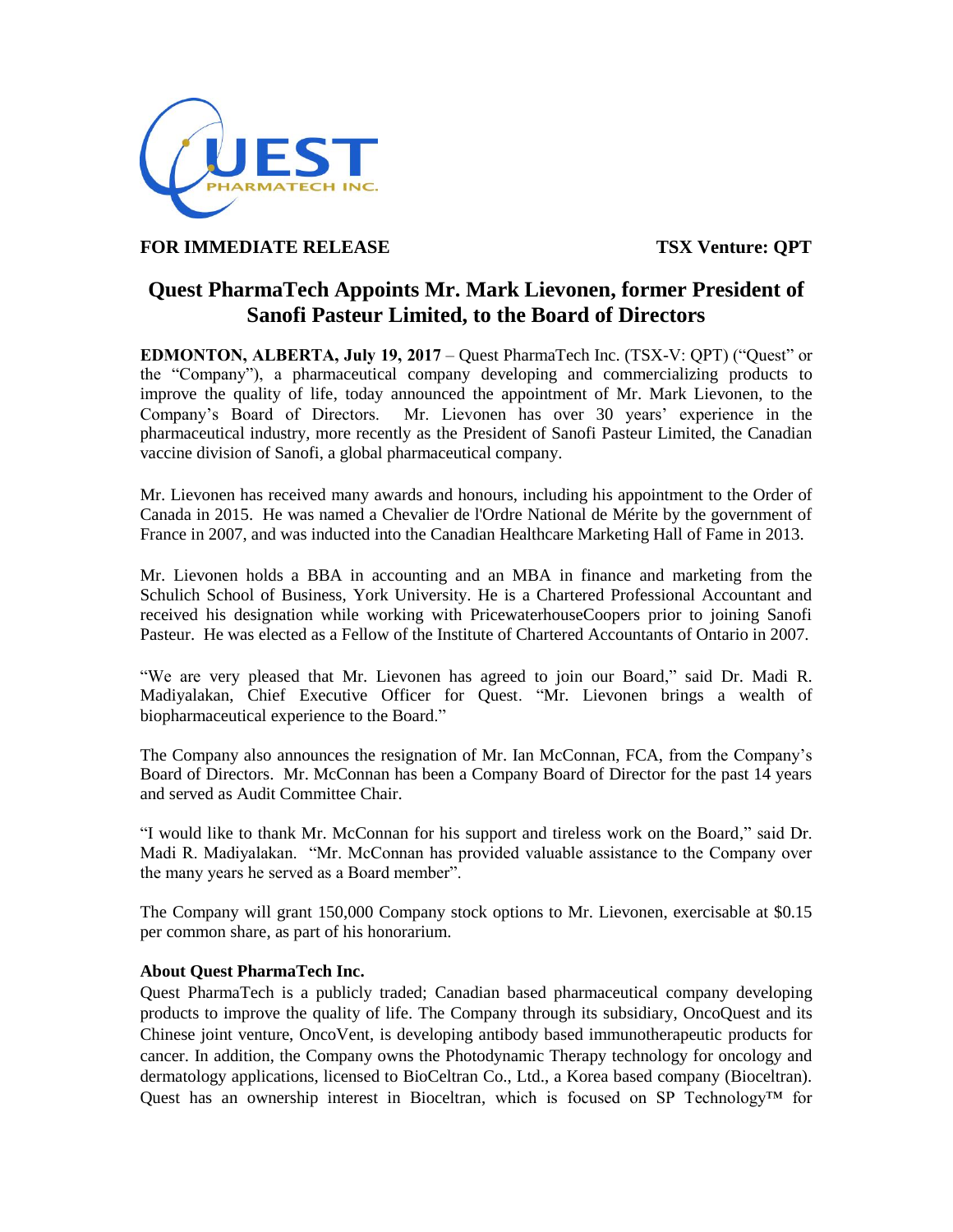**FOR IMMEDIATE RELEASE** **TSX Venture: QPT**

# Quest PharmaTech Appoints Mr. Mark Lievonen, former President of Sanofi Pasteur Limited, to the Board of Directors

**EDMONTON, ALBERTA, July 19, 2017** – Quest PharmaTech Inc. (TSX-V: QPT) ("Quest" or the "Company"), a pharmaceutical company developing and commercializing products to improve the quality of life, today announced the appointment of Mr. Mark Lievonen, to the Company's Board of Directors. Mr. Lievonen has over 30 years' experience in the pharmaceutical industry, more recently as the President of Sanofi Pasteur Limited, the Canadian vaccine division of Sanofi, a global pharmaceutical company.

Mr. Lievonen has received many awards and honours, including his appointment to the Order of Canada in 2015. He was named a Chevalier de l'Ordre National de Mérite by the government of France in 2007, and was inducted into the Canadian Healthcare Marketing Hall of Fame in 2013.

Mr. Lievonen holds a BBA in accounting and an MBA in finance and marketing from the Schulich School of Business, York University. He is a Chartered Professional Accountant and received his designation while working with PricewaterhouseCoopers prior to joining Sanofi Pasteur. He was elected as a Fellow of the Institute of Chartered Accountants of Ontario in 2007.

"We are very pleased that Mr. Lievonen has agreed to join our Board," said Dr. Madi R. Madiyalakan, Chief Executive Officer for Quest. "Mr. Lievonen brings a wealth of biopharmaceutical experience to the Board."

The Company also announces the resignation of Mr. Ian McConnan, FCA, from the Company's Board of Directors. Mr. McConnan has been a Company Board of Director for the past 14 years and served as Audit Committee Chair.

"I would like to thank Mr. McConnan for his support and tireless work on the Board," said Dr. Madi R. Madiyalakan. "Mr. McConnan has provided valuable assistance to the Company over the many years he served as a Board member".

The Company will grant 150,000 Company stock options to Mr. Lievonen, exercisable at $0.15 per common share, as part of his honorarium.

**About Quest PharmaTech Inc.**

Quest PharmaTech is a publicly traded; Canadian based pharmaceutical company developing products to improve the quality of life. The Company through its subsidiary, OncoQuest and its Chinese joint venture, OncoVent, is developing antibody based immunotherapeutic products for cancer. In addition, the Company owns the Photodynamic Therapy technology for oncology and dermatology applications, licensed to BioCeltran Co., Ltd., a Korea based company (Bioceltran). Quest has an ownership interest in Bioceltran, which is focused on SP Technology™ for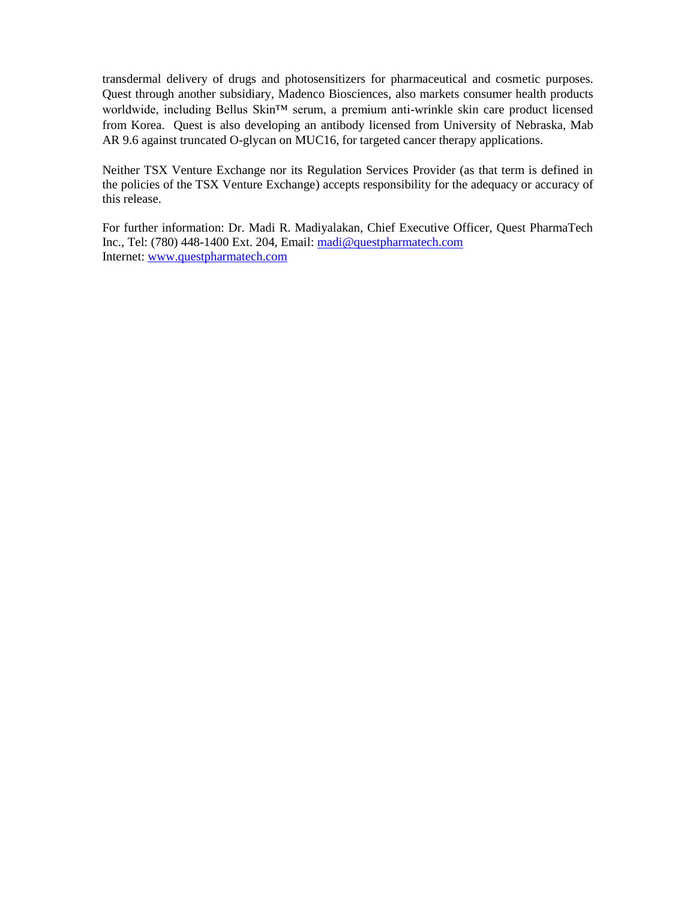transdermal delivery of drugs and photosensitizers for pharmaceutical and cosmetic purposes. Quest through another subsidiary, Madenco Biosciences, also markets consumer health products worldwide, including Bellus Skin™ serum, a premium anti-wrinkle skin care product licensed from Korea. Quest is also developing an antibody licensed from University of Nebraska, Mab AR 9.6 against truncated O-glycan on MUC16, for targeted cancer therapy applications.

Neither TSX Venture Exchange nor its Regulation Services Provider (as that term is defined in the policies of the TSX Venture Exchange) accepts responsibility for the adequacy or accuracy of this release.

For further information: Dr. Madi R. Madiyalakan, Chief Executive Officer, Quest PharmaTech Inc., Tel: (780) 448-1400 Ext. 204, Email: madi@questpharmatech.com
Internet: www.questpharmatech.com